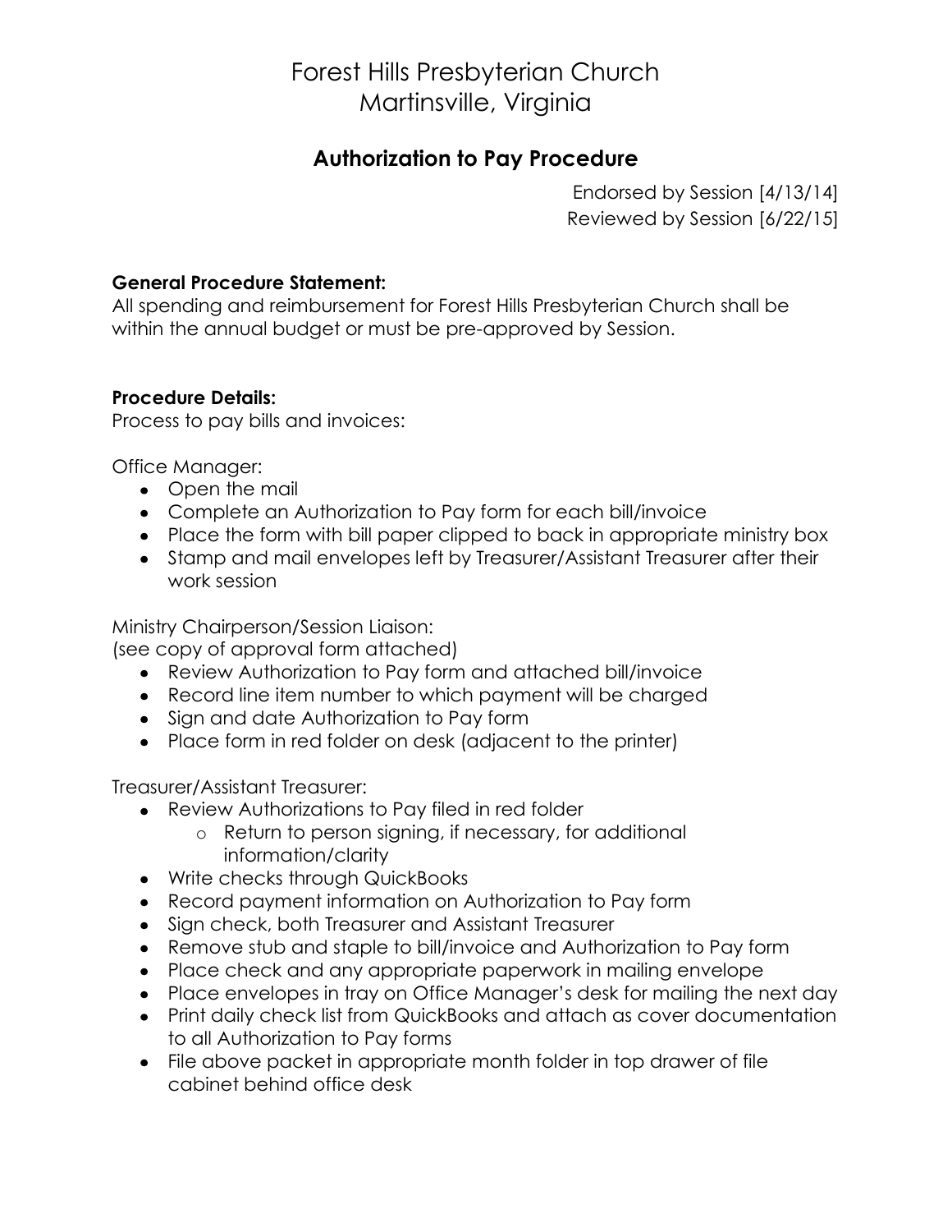# Forest Hills Presbyterian Church
# Martinsville, Virginia

## Authorization to Pay Procedure

Endorsed by Session [4/13/14]
Reviewed by Session [6/22/15]

**General Procedure Statement:**
All spending and reimbursement for Forest Hills Presbyterian Church shall be within the annual budget or must be pre-approved by Session.

**Procedure Details:**
Process to pay bills and invoices:

Office Manager:

- Open the mail
- Complete an Authorization to Pay form for each bill/invoice
- Place the form with bill paper clipped to back in appropriate ministry box
- Stamp and mail envelopes left by Treasurer/Assistant Treasurer after their work session

Ministry Chairperson/Session Liaison:
(see copy of approval form attached)

- Review Authorization to Pay form and attached bill/invoice
- Record line item number to which payment will be charged
- Sign and date Authorization to Pay form
- Place form in red folder on desk (adjacent to the printer)

Treasurer/Assistant Treasurer:

- Review Authorizations to Pay filed in red folder
  - Return to person signing, if necessary, for additional information/clarity
- Write checks through QuickBooks
- Record payment information on Authorization to Pay form
- Sign check, both Treasurer and Assistant Treasurer
- Remove stub and staple to bill/invoice and Authorization to Pay form
- Place check and any appropriate paperwork in mailing envelope
- Place envelopes in tray on Office Manager's desk for mailing the next day
- Print daily check list from QuickBooks and attach as cover documentation to all Authorization to Pay forms
- File above packet in appropriate month folder in top drawer of file cabinet behind office desk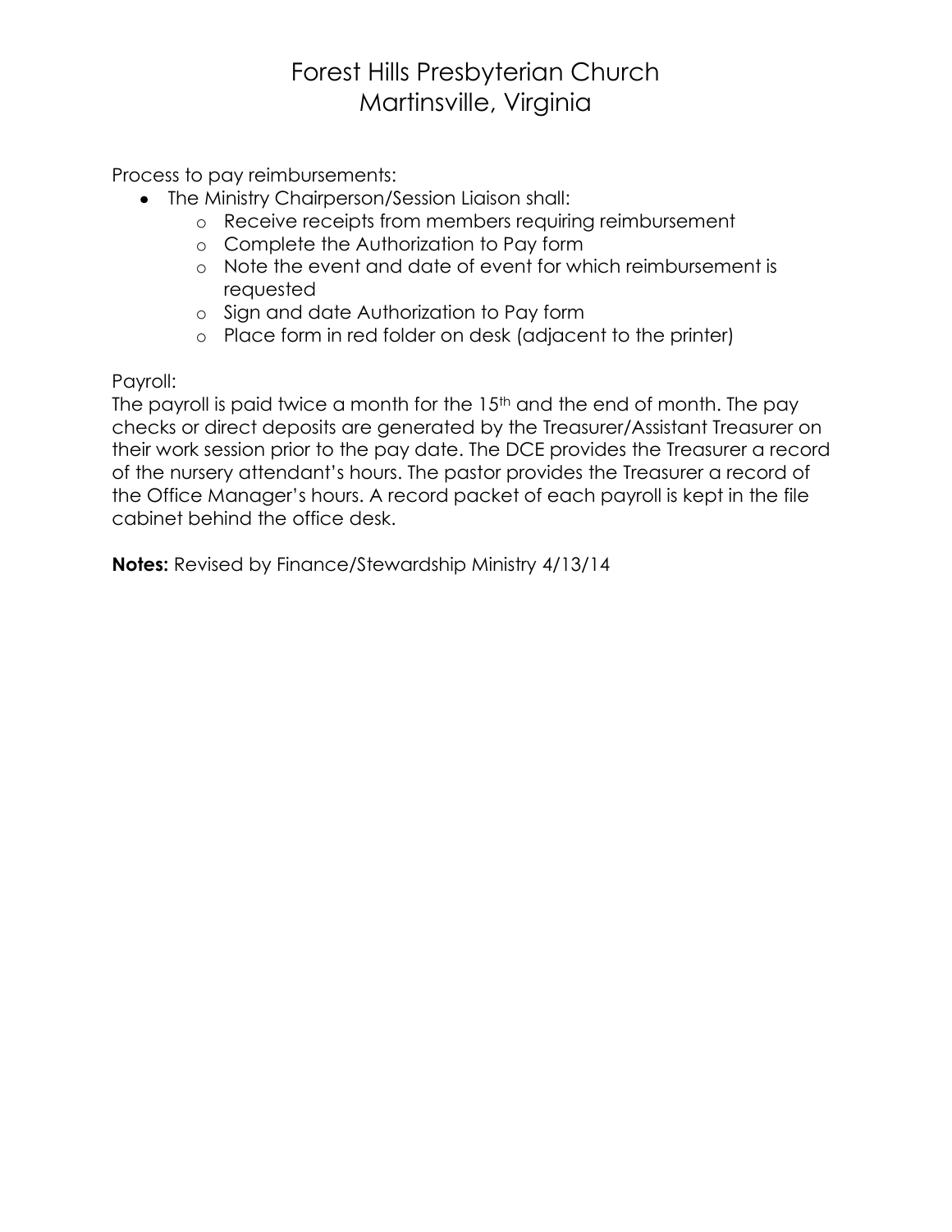# Forest Hills Presbyterian Church
# Martinsville, Virginia

Process to pay reimbursements:

- The Ministry Chairperson/Session Liaison shall:
  - Receive receipts from members requiring reimbursement
  - Complete the Authorization to Pay form
  - Note the event and date of event for which reimbursement is requested
  - Sign and date Authorization to Pay form
  - Place form in red folder on desk (adjacent to the printer)

Payroll:
The payroll is paid twice a month for the 15th and the end of month. The pay checks or direct deposits are generated by the Treasurer/Assistant Treasurer on their work session prior to the pay date. The DCE provides the Treasurer a record of the nursery attendant's hours. The pastor provides the Treasurer a record of the Office Manager's hours. A record packet of each payroll is kept in the file cabinet behind the office desk.

**Notes:** Revised by Finance/Stewardship Ministry 4/13/14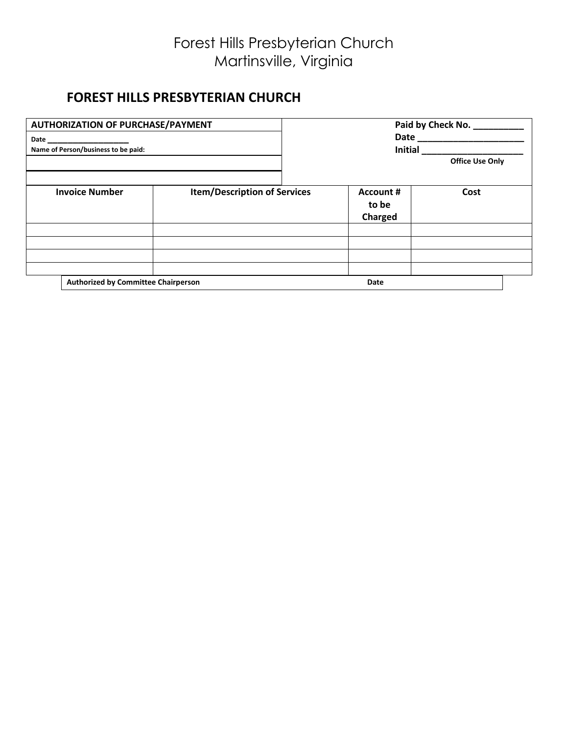Forest Hills Presbyterian Church
Martinsville, Virginia

## FOREST HILLS PRESBYTERIAN CHURCH

**AUTHORIZATION OF PURCHASE/PAYMENT**

Date __________________

Name of Person/business to be paid:

**Paid by Check No.** __________

**Date** ____________________

**Initial** ____________________

**Office Use Only**

| Invoice Number | Item/Description of Services | Account # to be Charged | Cost |
|---|---|---|---|
| | | | |
| | | | |
| | | | |
| | | | |

**Authorized by Committee Chairperson** **Date**